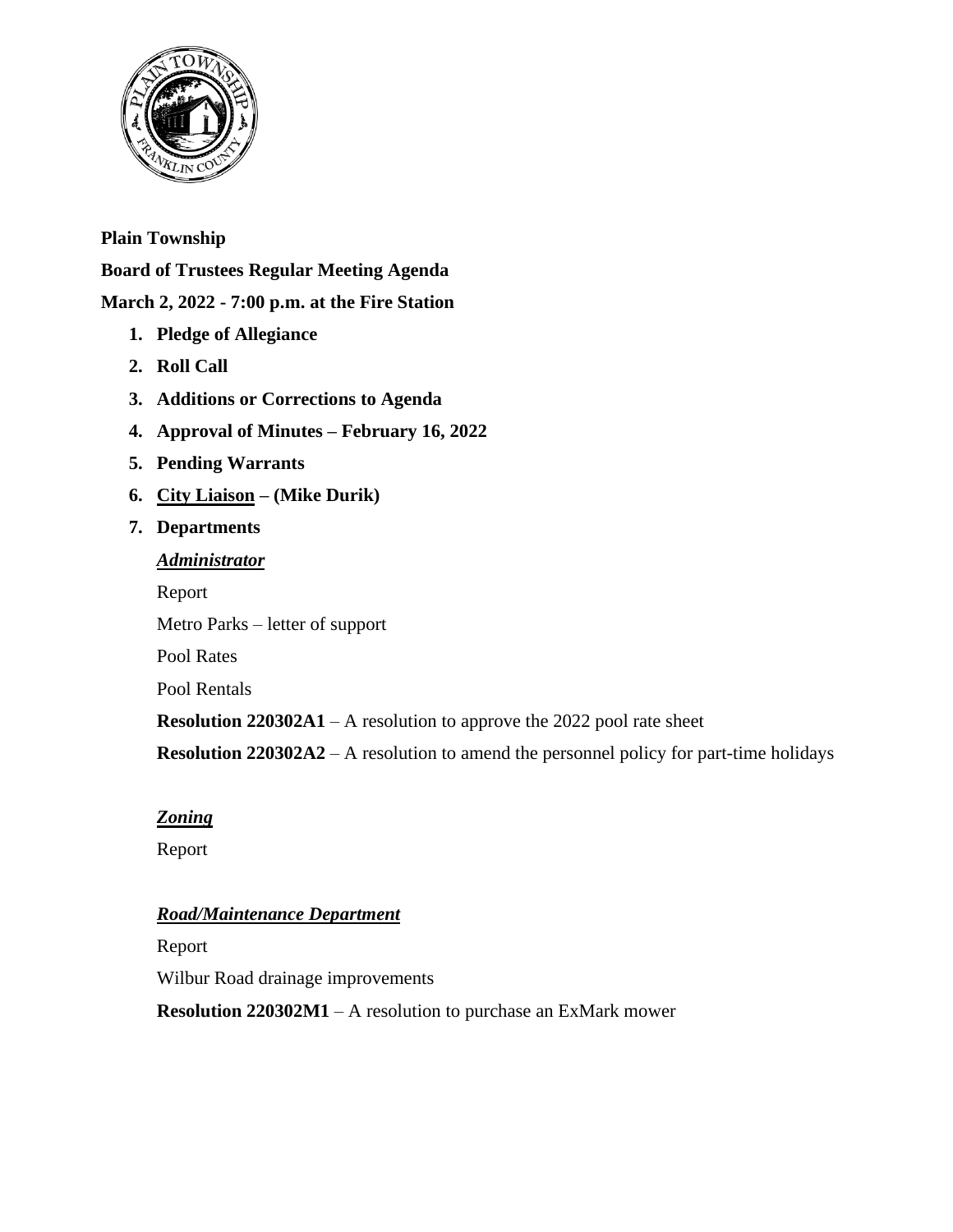**Plain Township**

**Board of Trustees Regular Meeting Agenda**

**March 2, 2022 - 7:00 p.m. at the Fire Station**

1. **Pledge of Allegiance**
2. **Roll Call**
3. **Additions or Corrections to Agenda**
4. **Approval of Minutes – February 16, 2022**
5. **Pending Warrants**
6. **City Liaison – (Mike Durik)**
7. **Departments**

   ***Administrator***

   Report

   Metro Parks – letter of support

   Pool Rates

   Pool Rentals

   **Resolution 220302A1** – A resolution to approve the 2022 pool rate sheet

   **Resolution 220302A2** – A resolution to amend the personnel policy for part-time holidays

   ***Zoning***

   Report

   ***Road/Maintenance Department***

   Report

   Wilbur Road drainage improvements

   **Resolution 220302M1** – A resolution to purchase an ExMark mower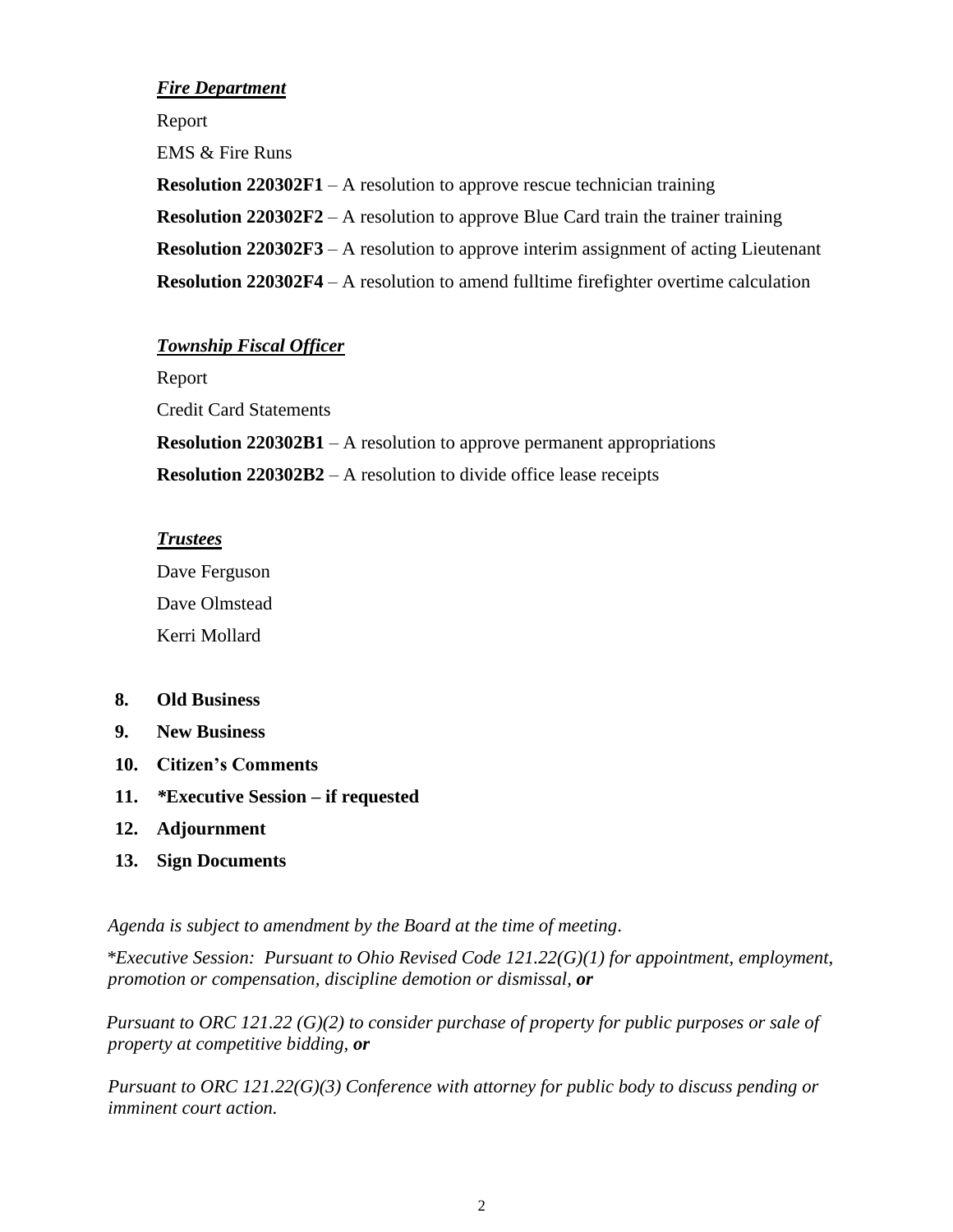***Fire Department***

Report

EMS & Fire Runs

**Resolution 220302F1** – A resolution to approve rescue technician training

**Resolution 220302F2** – A resolution to approve Blue Card train the trainer training

**Resolution 220302F3** – A resolution to approve interim assignment of acting Lieutenant

**Resolution 220302F4** – A resolution to amend fulltime firefighter overtime calculation

***Township Fiscal Officer***

Report

Credit Card Statements

**Resolution 220302B1** – A resolution to approve permanent appropriations

**Resolution 220302B2** – A resolution to divide office lease receipts

***Trustees***

Dave Ferguson

Dave Olmstead

Kerri Mollard

8. **Old Business**
9. **New Business**
10. **Citizen's Comments**
11. ***\*Executive Session – if requested***
12. **Adjournment**
13. **Sign Documents**

*Agenda is subject to amendment by the Board at the time of meeting.*

*\*Executive Session: Pursuant to Ohio Revised Code 121.22(G)(1) for appointment, employment, promotion or compensation, discipline demotion or dismissal, **or***

*Pursuant to ORC 121.22 (G)(2) to consider purchase of property for public purposes or sale of property at competitive bidding, **or***

*Pursuant to ORC 121.22(G)(3) Conference with attorney for public body to discuss pending or imminent court action.*